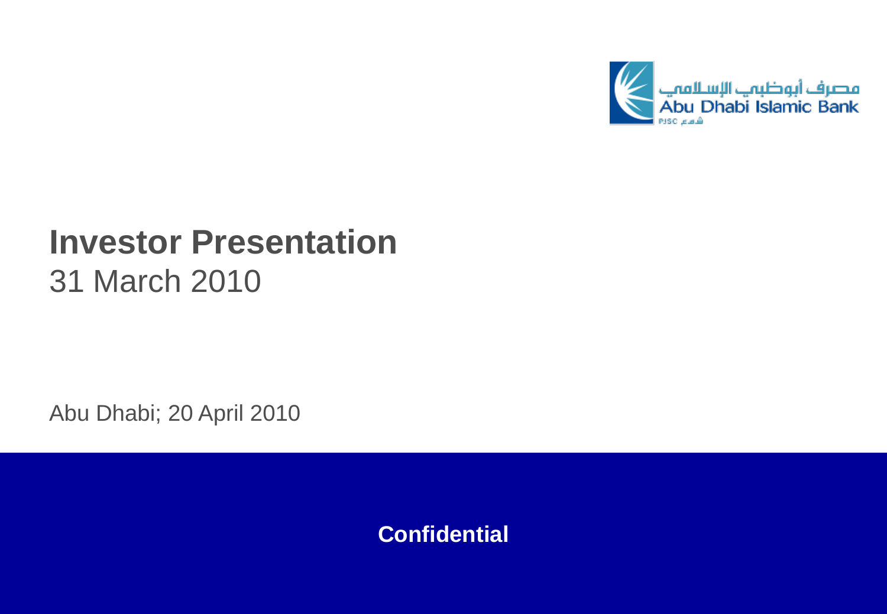مصرف أبوظبي الإسلامي
Abu Dhabi Islamic Bank
PJSC ش.م.ع

# Investor Presentation

31 March 2010

Abu Dhabi; 20 April 2010

**Confidential**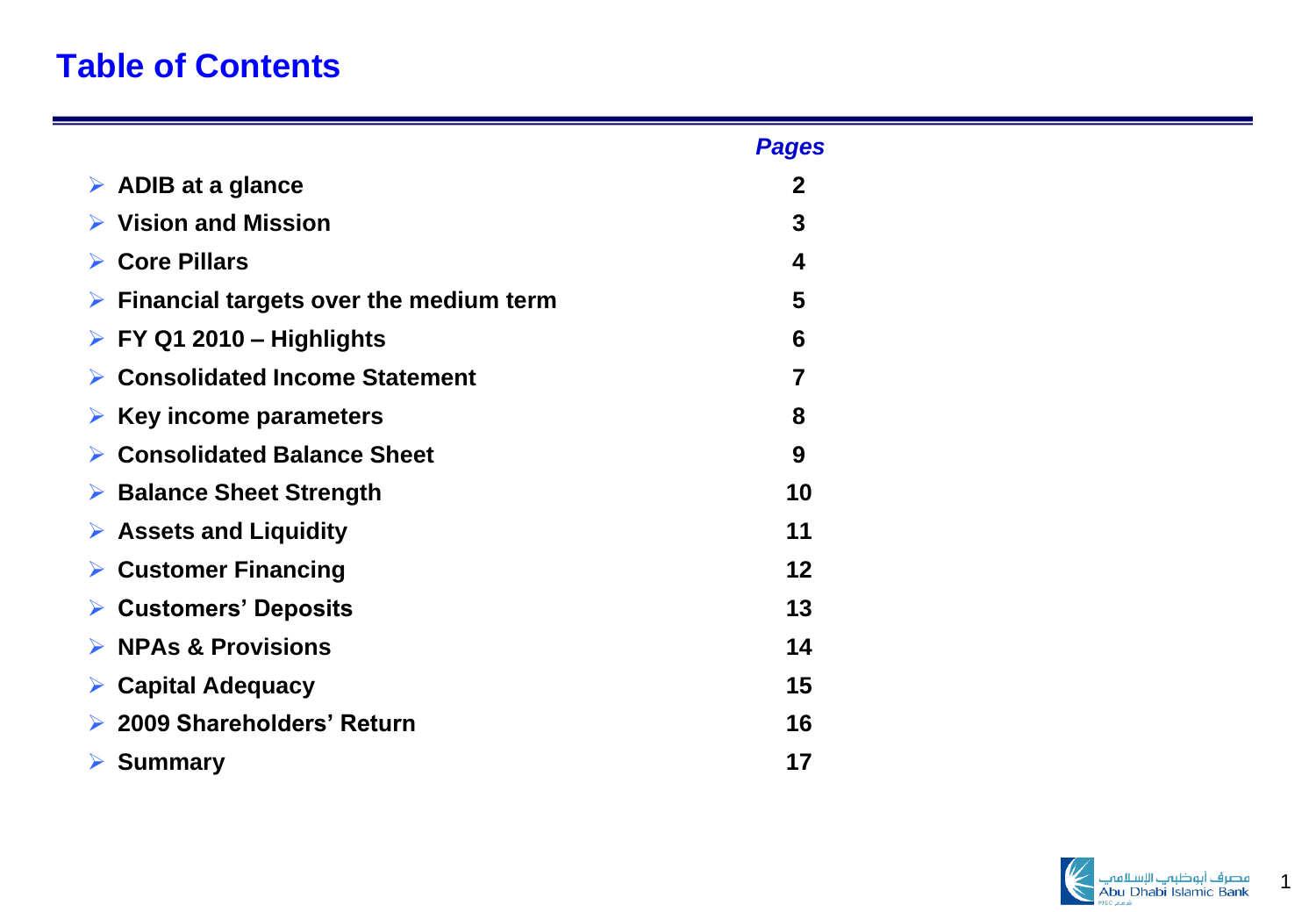# Table of Contents

| | *Pages* |
|---|---|
| ➢ **ADIB at a glance** | **2** |
| ➢ **Vision and Mission** | **3** |
| ➢ **Core Pillars** | **4** |
| ➢ **Financial targets over the medium term** | **5** |
| ➢ **FY Q1 2010 – Highlights** | **6** |
| ➢ **Consolidated Income Statement** | **7** |
| ➢ **Key income parameters** | **8** |
| ➢ **Consolidated Balance Sheet** | **9** |
| ➢ **Balance Sheet Strength** | **10** |
| ➢ **Assets and Liquidity** | **11** |
| ➢ **Customer Financing** | **12** |
| ➢ **Customers' Deposits** | **13** |
| ➢ **NPAs & Provisions** | **14** |
| ➢ **Capital Adequacy** | **15** |
| ➢ **2009 Shareholders' Return** | **16** |
| ➢ **Summary** | **17** |

مصرف أبوظبي الإسلامي
Abu Dhabi Islamic Bank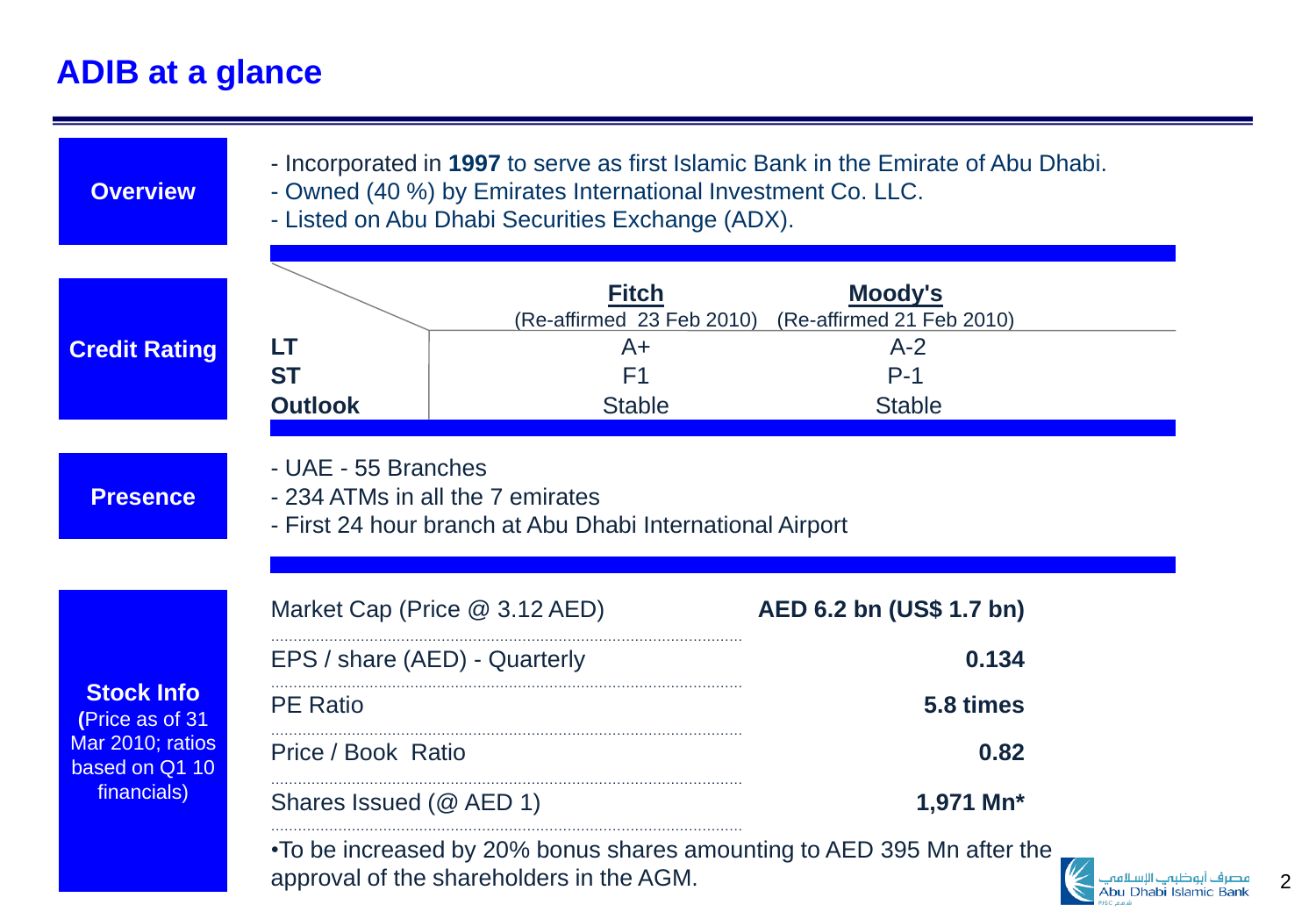# ADIB at a glance

## Overview

- Incorporated in **1997** to serve as first Islamic Bank in the Emirate of Abu Dhabi.
- Owned (40 %) by Emirates International Investment Co. LLC.
- Listed on Abu Dhabi Securities Exchange (ADX).

## Credit Rating

| | **Fitch** (Re-affirmed 23 Feb 2010) | **Moody's** (Re-affirmed 21 Feb 2010) |
|---|---|---|
| **LT** | A+ | A-2 |
| **ST** | F1 | P-1 |
| **Outlook** | Stable | Stable |

## Presence

- UAE - 55 Branches
- 234 ATMs in all the 7 emirates
- First 24 hour branch at Abu Dhabi International Airport

## Stock Info

(Price as of 31 Mar 2010; ratios based on Q1 10 financials)

| | |
|---|---|
| Market Cap (Price @ 3.12 AED) | **AED 6.2 bn (US$ 1.7 bn)** |
| EPS / share (AED) - Quarterly | **0.134** |
| PE Ratio | **5.8 times** |
| Price / Book Ratio | **0.82** |
| Shares Issued (@ AED 1) | **1,971 Mn*** |

•To be increased by 20% bonus shares amounting to AED 395 Mn after the approval of the shareholders in the AGM.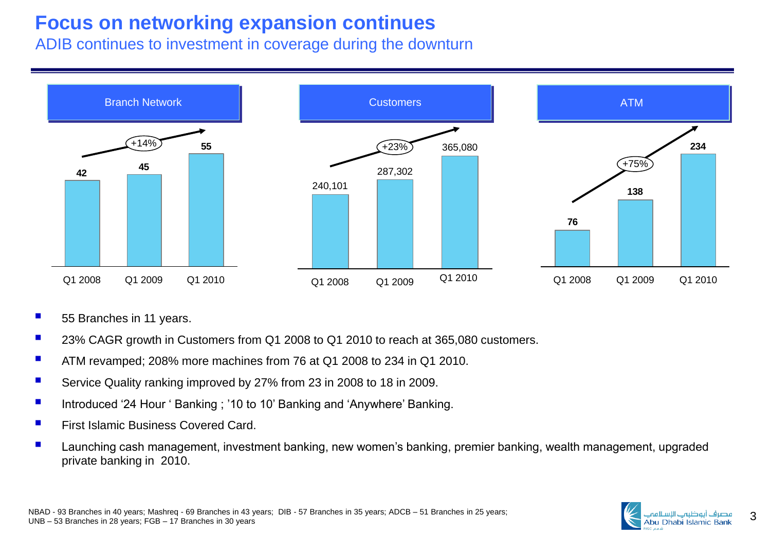# Focus on networking expansion continues

ADIB continues to investment in coverage during the downturn

| | Q1 2008 | Q1 2009 | Q1 2010 | Growth |
|---|---|---|---|---|
| Branch Network | 42 | 45 | 55 | +14% |
| Customers | 240,101 | 287,302 | 365,080 | +23% |
| ATM | 76 | 138 | 234 | +75% |

- 55 Branches in 11 years.
- 23% CAGR growth in Customers from Q1 2008 to Q1 2010 to reach at 365,080 customers.
- ATM revamped; 208% more machines from 76 at Q1 2008 to 234 in Q1 2010.
- Service Quality ranking improved by 27% from 23 in 2008 to 18 in 2009.
- Introduced '24 Hour ' Banking ; '10 to 10' Banking and 'Anywhere' Banking.
- First Islamic Business Covered Card.
- Launching cash management, investment banking, new women's banking, premier banking, wealth management, upgraded private banking in 2010.

NBAD - 93 Branches in 40 years; Mashreq - 69 Branches in 43 years; DIB - 57 Branches in 35 years; ADCB – 51 Branches in 25 years; UNB – 53 Branches in 28 years; FGB – 17 Branches in 30 years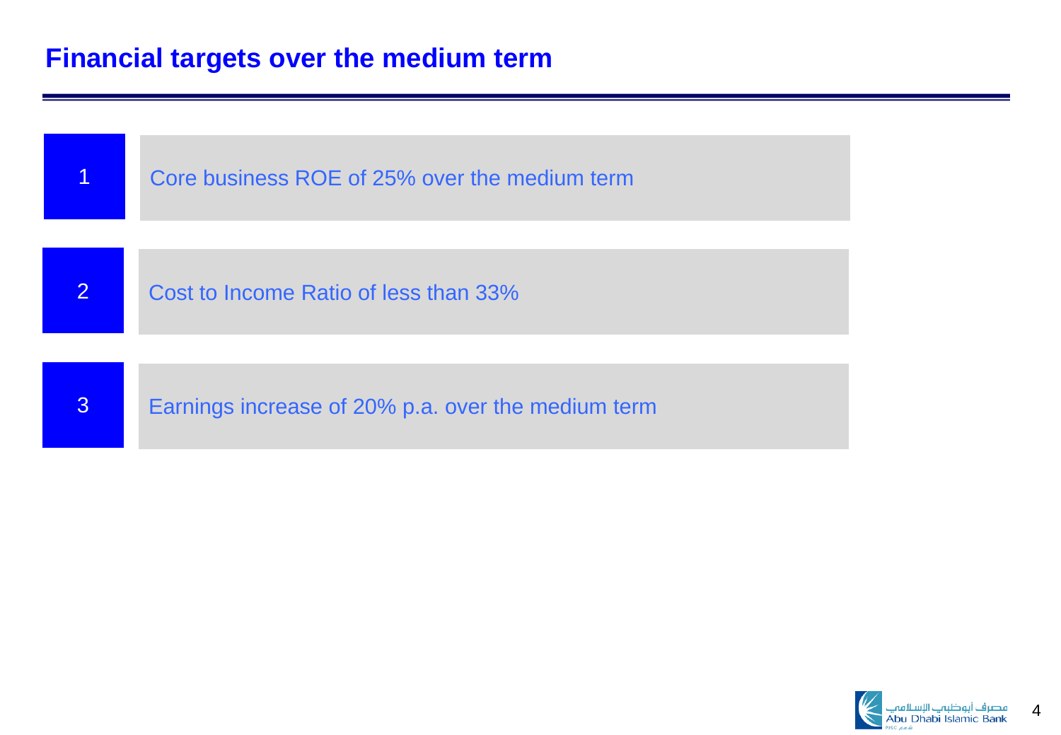# Financial targets over the medium term

1. Core business ROE of 25% over the medium term

2. Cost to Income Ratio of less than 33%

3. Earnings increase of 20% p.a. over the medium term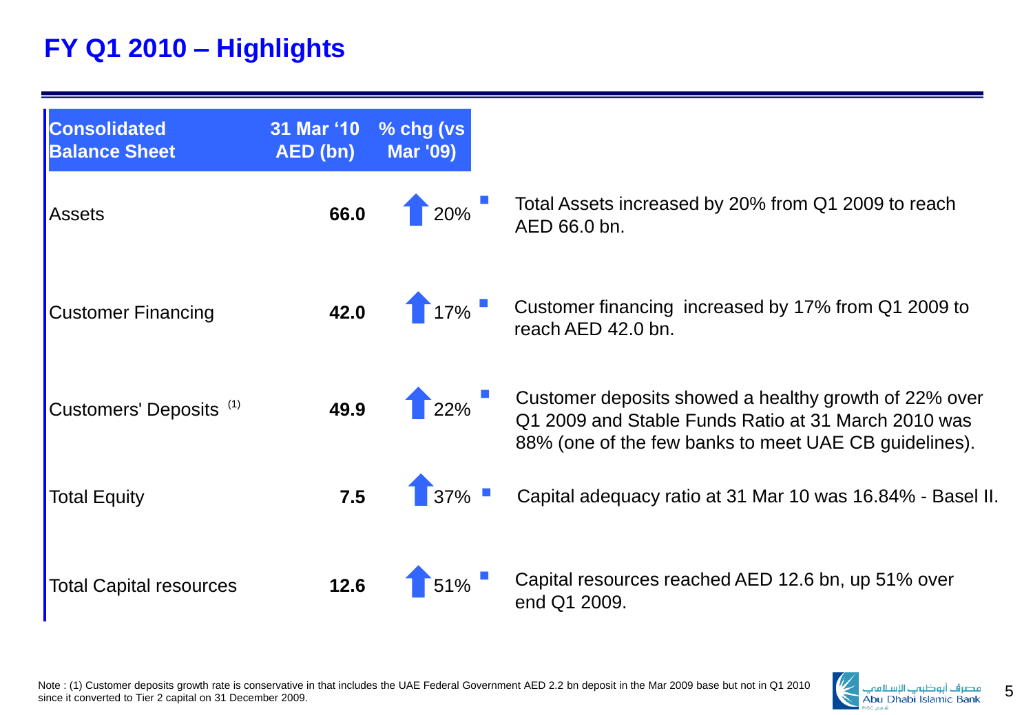# FY Q1 2010 – Highlights

| Consolidated Balance Sheet | 31 Mar '10 AED (bn) | % chg (vs Mar '09) | |
|---|---|---|---|
| Assets | **66.0** | ⬆ 20% | Total Assets increased by 20% from Q1 2009 to reach AED 66.0 bn. |
| Customer Financing | **42.0** | ⬆ 17% | Customer financing increased by 17% from Q1 2009 to reach AED 42.0 bn. |
| Customers' Deposits [(1)] | **49.9** | ⬆ 22% | Customer deposits showed a healthy growth of 22% over Q1 2009 and Stable Funds Ratio at 31 March 2010 was 88% (one of the few banks to meet UAE CB guidelines). |
| Total Equity | **7.5** | ⬆ 37% | Capital adequacy ratio at 31 Mar 10 was 16.84% - Basel II. |
| Total Capital resources | **12.6** | ⬆ 51% | Capital resources reached AED 12.6 bn, up 51% over end Q1 2009. |

Note : (1) Customer deposits growth rate is conservative in that includes the UAE Federal Government AED 2.2 bn deposit in the Mar 2009 base but not in Q1 2010 since it converted to Tier 2 capital on 31 December 2009.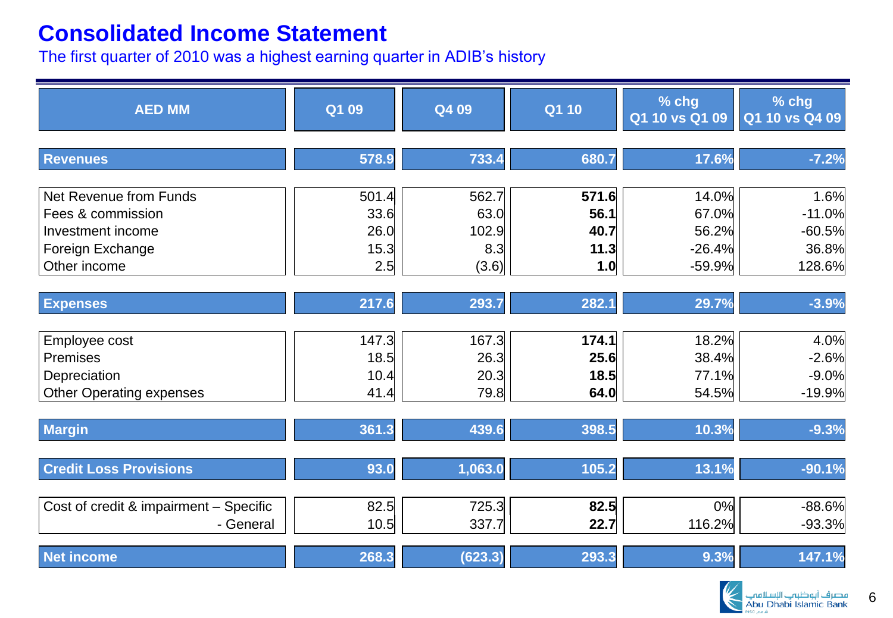# Consolidated Income Statement

The first quarter of 2010 was a highest earning quarter in ADIB's history

| AED MM | Q1 09 | Q4 09 | Q1 10 | % chg Q1 10 vs Q1 09 | % chg Q1 10 vs Q4 09 |
|---|---|---|---|---|---|
| **Revenues** | **578.9** | **733.4** | **680.7** | **17.6%** | **-7.2%** |
| Net Revenue from Funds | 501.4 | 562.7 | **571.6** | 14.0% | 1.6% |
| Fees & commission | 33.6 | 63.0 | **56.1** | 67.0% | -11.0% |
| Investment income | 26.0 | 102.9 | **40.7** | 56.2% | -60.5% |
| Foreign Exchange | 15.3 | 8.3 | **11.3** | -26.4% | 36.8% |
| Other income | 2.5 | (3.6) | **1.0** | -59.9% | 128.6% |
| **Expenses** | **217.6** | **293.7** | **282.1** | **29.7%** | **-3.9%** |
| Employee cost | 147.3 | 167.3 | **174.1** | 18.2% | 4.0% |
| Premises | 18.5 | 26.3 | **25.6** | 38.4% | -2.6% |
| Depreciation | 10.4 | 20.3 | **18.5** | 77.1% | -9.0% |
| Other Operating expenses | 41.4 | 79.8 | **64.0** | 54.5% | -19.9% |
| **Margin** | **361.3** | **439.6** | **398.5** | **10.3%** | **-9.3%** |
| **Credit Loss Provisions** | **93.0** | **1,063.0** | **105.2** | **13.1%** | **-90.1%** |
| Cost of credit & impairment – Specific | 82.5 | 725.3 | **82.5** | 0% | -88.6% |
| - General | 10.5 | 337.7 | **22.7** | 116.2% | -93.3% |
| **Net income** | **268.3** | **(623.3)** | **293.3** | **9.3%** | **147.1%** |

مصرف أبوظبي الإسلامي
Abu Dhabi Islamic Bank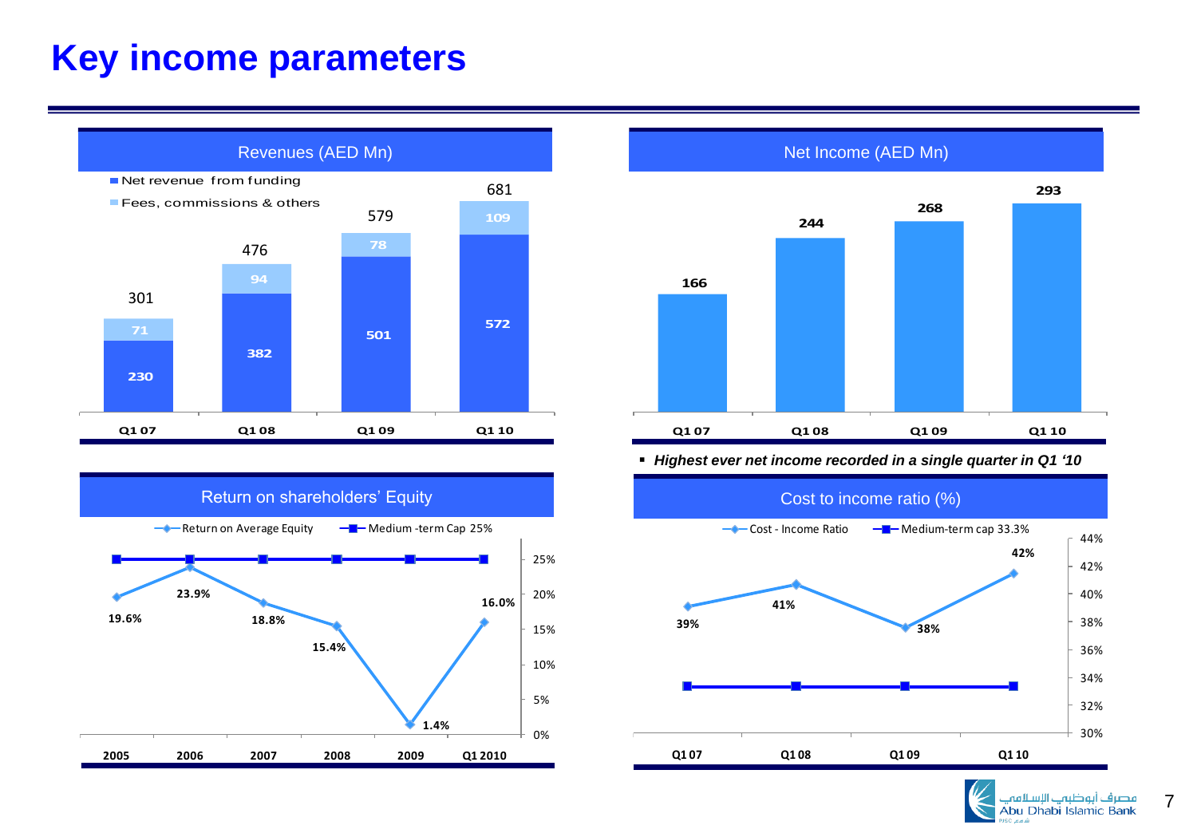# Key income parameters

## Revenues (AED Mn)

| | Q1 07 | Q1 08 | Q1 09 | Q1 10 |
|---|---|---|---|---|
| Net revenue from funding | 230 | 382 | 501 | 572 |
| Fees, commissions & others | 71 | 94 | 78 | 109 |
| Total | 301 | 476 | 579 | 681 |

## Net Income (AED Mn)

| Q1 07 | Q1 08 | Q1 09 | Q1 10 |
|---|---|---|---|
| 166 | 244 | 268 | 293 |

- ***Highest ever net income recorded in a single quarter in Q1 '10***

## Return on shareholders' Equity

| | 2005 | 2006 | 2007 | 2008 | 2009 | Q1 2010 |
|---|---|---|---|---|---|---|
| Return on Average Equity | 19.6% | 23.9% | 18.8% | 15.4% | 1.4% | 16.0% |
| Medium -term Cap 25% | 25% | 25% | 25% | 25% | 25% | 25% |

## Cost to income ratio (%)

| | Q1 07 | Q1 08 | Q1 09 | Q1 10 |
|---|---|---|---|---|
| Cost - Income Ratio | 39% | 41% | 38% | 42% |
| Medium-term cap 33.3% | 33.3% | 33.3% | 33.3% | 33.3% |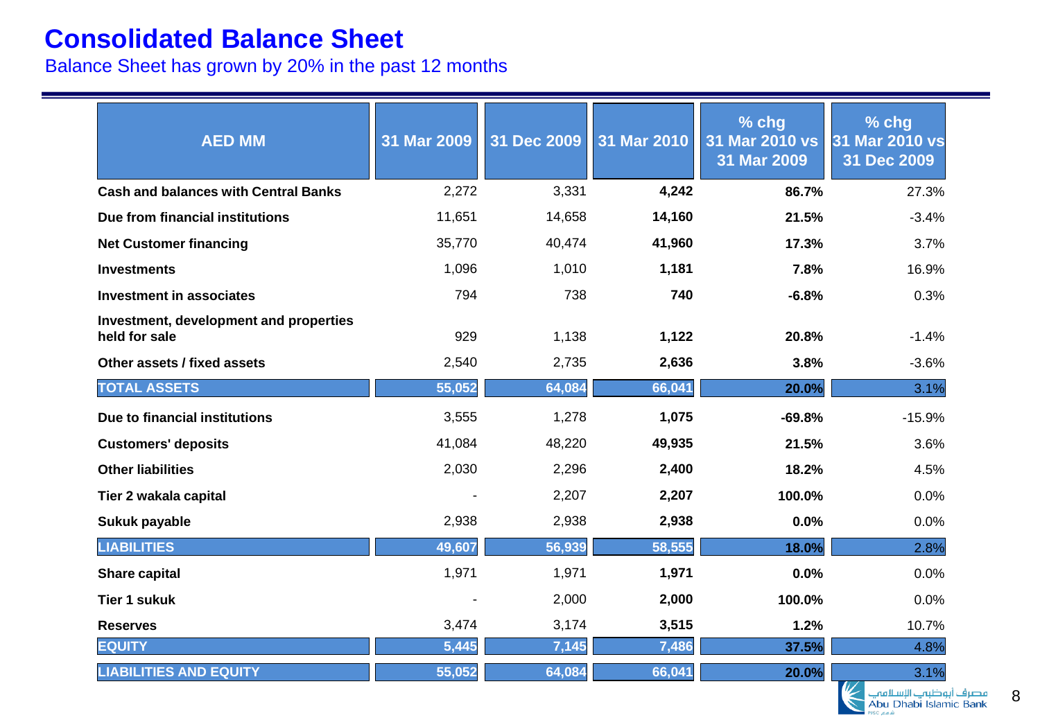# Consolidated Balance Sheet

Balance Sheet has grown by 20% in the past 12 months

| AED MM | 31 Mar 2009 | 31 Dec 2009 | 31 Mar 2010 | % chg 31 Mar 2010 vs 31 Mar 2009 | % chg 31 Mar 2010 vs 31 Dec 2009 |
|---|---|---|---|---|---|
| **Cash and balances with Central Banks** | 2,272 | 3,331 | **4,242** | **86.7%** | 27.3% |
| **Due from financial institutions** | 11,651 | 14,658 | **14,160** | **21.5%** | -3.4% |
| **Net Customer financing** | 35,770 | 40,474 | **41,960** | **17.3%** | 3.7% |
| **Investments** | 1,096 | 1,010 | **1,181** | **7.8%** | 16.9% |
| **Investment in associates** | 794 | 738 | **740** | **-6.8%** | 0.3% |
| **Investment, development and properties held for sale** | 929 | 1,138 | **1,122** | **20.8%** | -1.4% |
| **Other assets / fixed assets** | 2,540 | 2,735 | **2,636** | **3.8%** | -3.6% |
| **TOTAL ASSETS** | **55,052** | **64,084** | **66,041** | **20.0%** | 3.1% |
| **Due to financial institutions** | 3,555 | 1,278 | **1,075** | **-69.8%** | -15.9% |
| **Customers' deposits** | 41,084 | 48,220 | **49,935** | **21.5%** | 3.6% |
| **Other liabilities** | 2,030 | 2,296 | **2,400** | **18.2%** | 4.5% |
| **Tier 2 wakala capital** | - | 2,207 | **2,207** | **100.0%** | 0.0% |
| **Sukuk payable** | 2,938 | 2,938 | **2,938** | **0.0%** | 0.0% |
| **LIABILITIES** | **49,607** | **56,939** | **58,555** | **18.0%** | 2.8% |
| **Share capital** | 1,971 | 1,971 | **1,971** | **0.0%** | 0.0% |
| **Tier 1 sukuk** | - | 2,000 | **2,000** | **100.0%** | 0.0% |
| **Reserves** | 3,474 | 3,174 | **3,515** | **1.2%** | 10.7% |
| **EQUITY** | **5,445** | **7,145** | **7,486** | **37.5%** | 4.8% |
| **LIABILITIES AND EQUITY** | **55,052** | **64,084** | **66,041** | **20.0%** | 3.1% |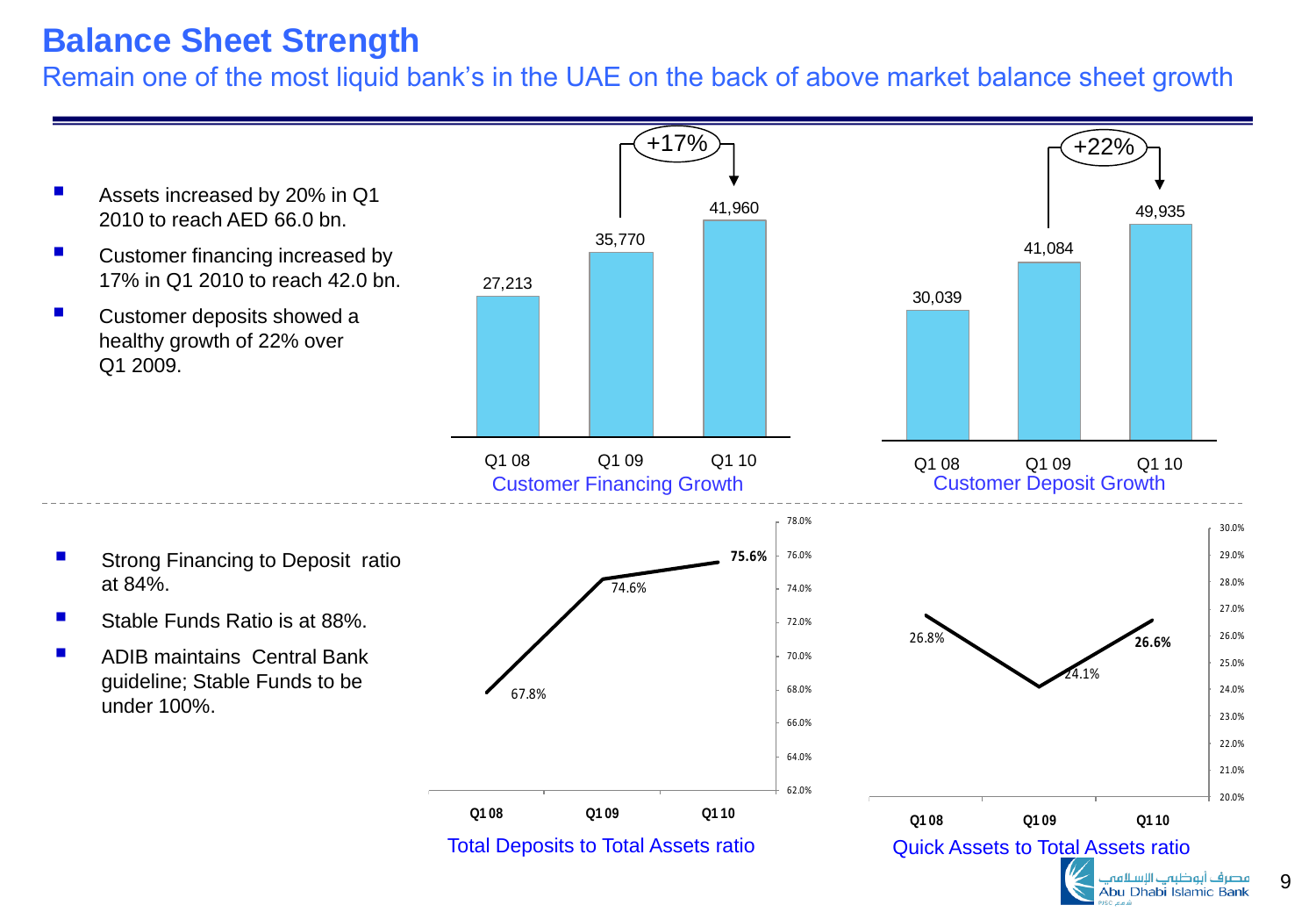# Balance Sheet Strength

## Remain one of the most liquid bank's in the UAE on the back of above market balance sheet growth

- Assets increased by 20% in Q1 2010 to reach AED 66.0 bn.
- Customer financing increased by 17% in Q1 2010 to reach 42.0 bn.
- Customer deposits showed a healthy growth of 22% over Q1 2009.

**Customer Financing Growth** (+17% Q1 09 to Q1 10)

| | Q1 08 | Q1 09 | Q1 10 |
|---|---|---|---|
| Customer Financing | 27,213 | 35,770 | 41,960 |

**Customer Deposit Growth** (+22% Q1 09 to Q1 10)

| | Q1 08 | Q1 09 | Q1 10 |
|---|---|---|---|
| Customer Deposits | 30,039 | 41,084 | 49,935 |

- Strong Financing to Deposit ratio at 84%.
- Stable Funds Ratio is at 88%.
- ADIB maintains Central Bank guideline; Stable Funds to be under 100%.

**Total Deposits to Total Assets ratio**

| | Q1 08 | Q1 09 | Q1 10 |
|---|---|---|---|
| Total Deposits to Total Assets | 67.8% | 74.6% | 75.6% |

**Quick Assets to Total Assets ratio**

| | Q1 08 | Q1 09 | Q1 10 |
|---|---|---|---|
| Quick Assets to Total Assets | 26.8% | 24.1% | 26.6% |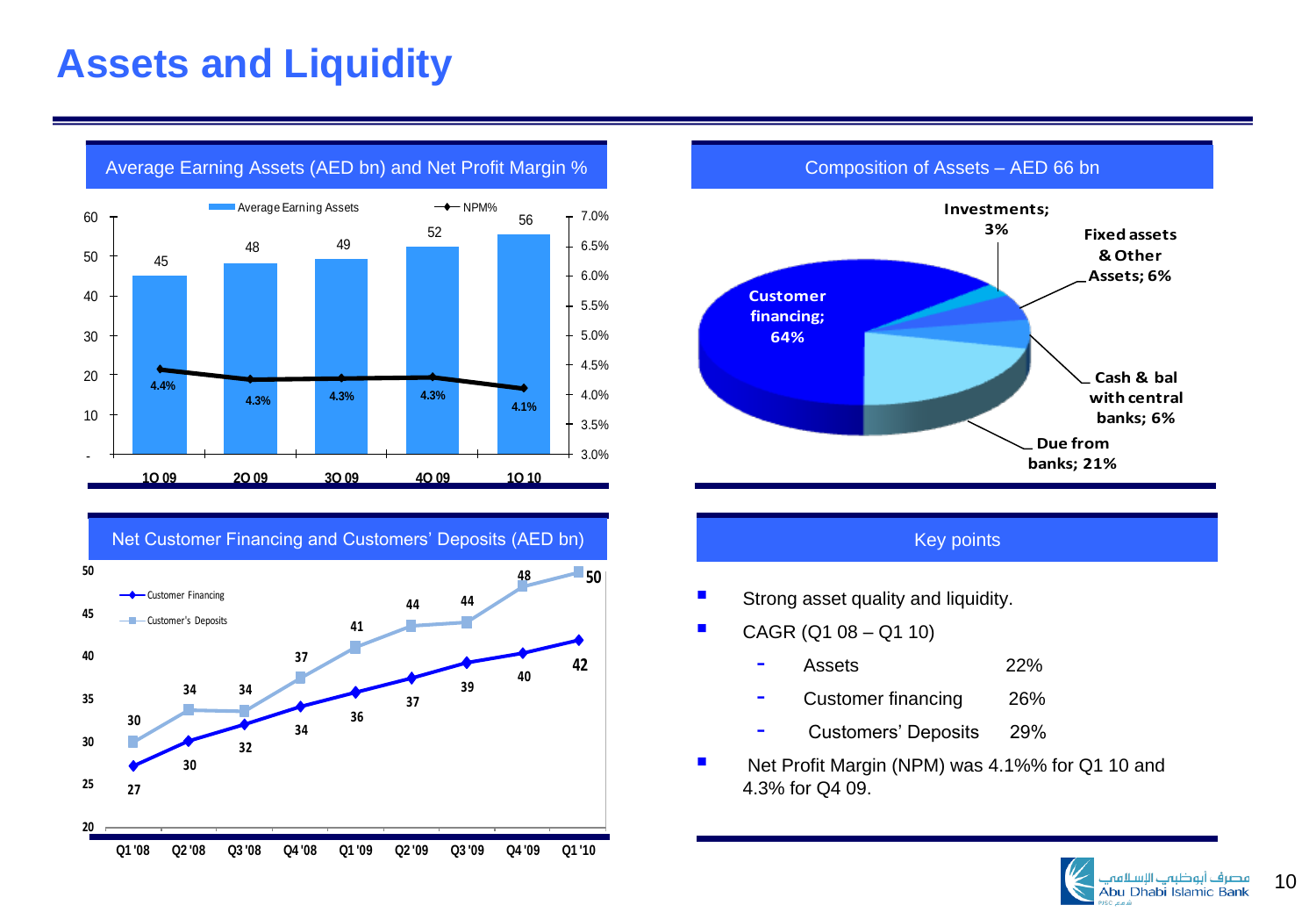# Assets and Liquidity

## Average Earning Assets (AED bn) and Net Profit Margin %

| | 1Q 09 | 2Q 09 | 3Q 09 | 4Q 09 | 1Q 10 |
|---|---|---|---|---|---|
| Average Earning Assets | 45 | 48 | 49 | 52 | 56 |
| NPM% | 4.4% | 4.3% | 4.3% | 4.3% | 4.1% |

## Composition of Assets – AED 66 bn

- Customer financing; 64%
- Due from banks; 21%
- Cash & bal with central banks; 6%
- Fixed assets & Other Assets; 6%
- Investments; 3%

## Net Customer Financing and Customers' Deposits (AED bn)

| | Q1 '08 | Q2 '08 | Q3 '08 | Q4 '08 | Q1 '09 | Q2 '09 | Q3 '09 | Q4 '09 | Q1 '10 |
|---|---|---|---|---|---|---|---|---|---|
| Customer Financing | 27 | 30 | 32 | 34 | 36 | 37 | 39 | 40 | 42 |
| Customer's Deposits | 30 | 34 | 34 | 37 | 41 | 44 | 44 | 48 | 50 |

## Key points

- Strong asset quality and liquidity.
- CAGR (Q1 08 – Q1 10)
  - Assets 22%
  - Customer financing 26%
  - Customers' Deposits 29%
- Net Profit Margin (NPM) was 4.1%% for Q1 10 and 4.3% for Q4 09.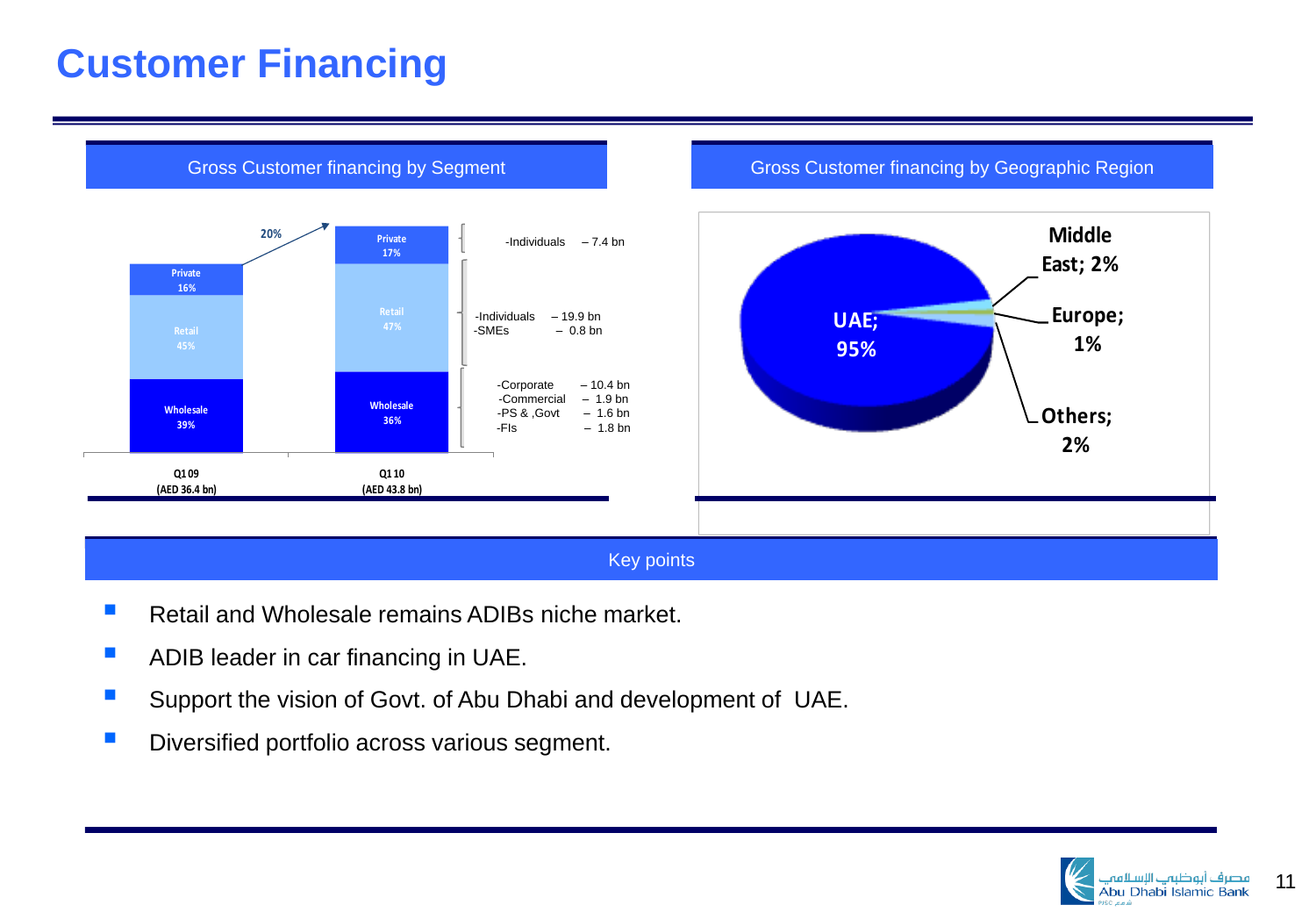# Customer Financing

## Gross Customer financing by Segment

| Segment | Q1 09 (AED 36.4 bn) | Q1 10 (AED 43.8 bn) |
|---|---|---|
| Private | 16% | 17% |
| Retail | 45% | 47% |
| Wholesale | 39% | 36% |

20%

Private (Q1 10):
- Individuals – 7.4 bn

Retail (Q1 10):
- Individuals – 19.9 bn
- SMEs – 0.8 bn

Wholesale (Q1 10):
- Corporate – 10.4 bn
- Commercial – 1.9 bn
- PS & ,Govt – 1.6 bn
- FIs – 1.8 bn

## Gross Customer financing by Geographic Region

- UAE; 95%
- Middle East; 2%
- Europe; 1%
- Others; 2%

## Key points

- Retail and Wholesale remains ADIBs niche market.
- ADIB leader in car financing in UAE.
- Support the vision of Govt. of Abu Dhabi and development of UAE.
- Diversified portfolio across various segment.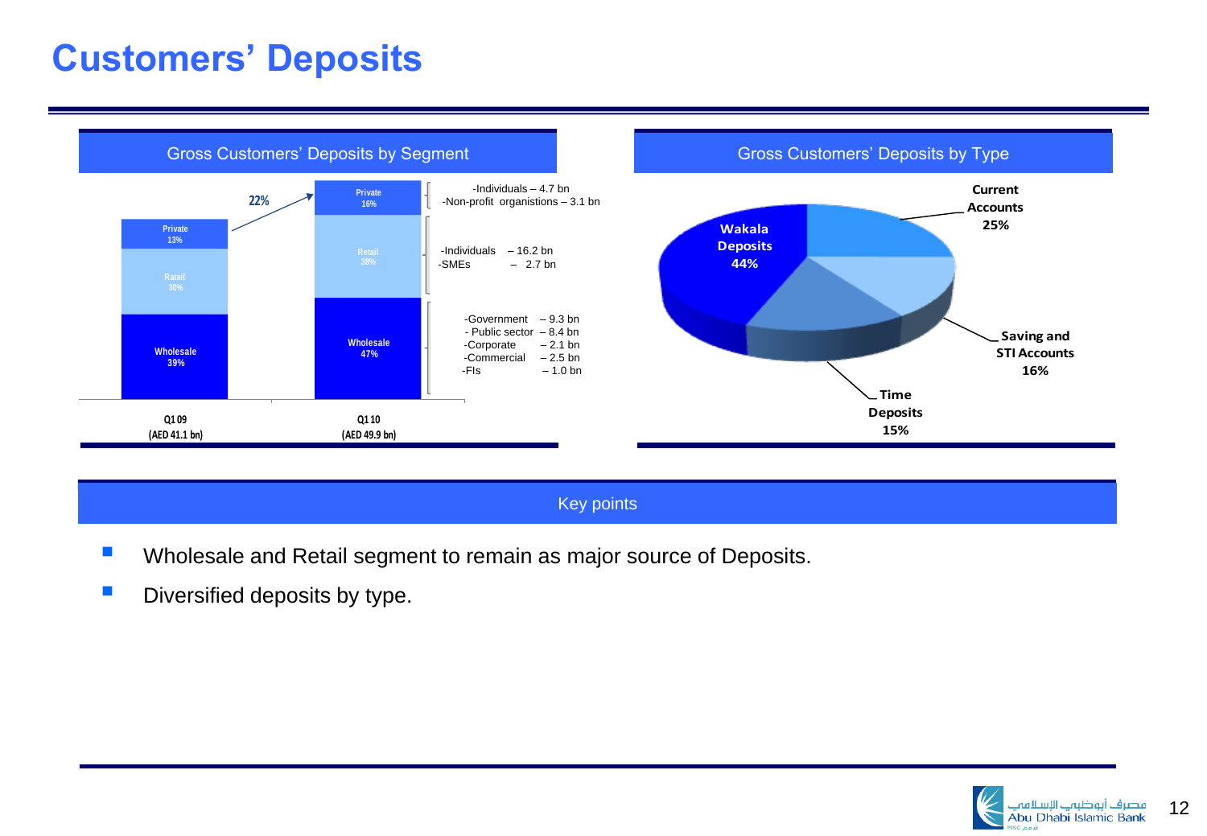# Customers' Deposits

## Gross Customers' Deposits by Segment

| Segment | Q1 09 (AED 41.1 bn) | Q1 10 (AED 49.9 bn) |
|---|---|---|
| Private | 13% | 16% |
| Retail | 30% | 38% |
| Wholesale | 39% | 47% |

22%

Private (Q1 10):
- -Individuals – 4.7 bn
- -Non-profit organistions – 3.1 bn

Retail (Q1 10):
- -Individuals – 16.2 bn
- -SMEs – 2.7 bn

Wholesale (Q1 10):
- -Government – 9.3 bn
- - Public sector – 8.4 bn
- -Corporate – 2.1 bn
- -Commercial – 2.5 bn
- -FIs – 1.0 bn

## Gross Customers' Deposits by Type

| Type | Share |
|---|---|
| Wakala Deposits | 44% |
| Current Accounts | 25% |
| Saving and STI Accounts | 16% |
| Time Deposits | 15% |

## Key points

- Wholesale and Retail segment to remain as major source of Deposits.
- Diversified deposits by type.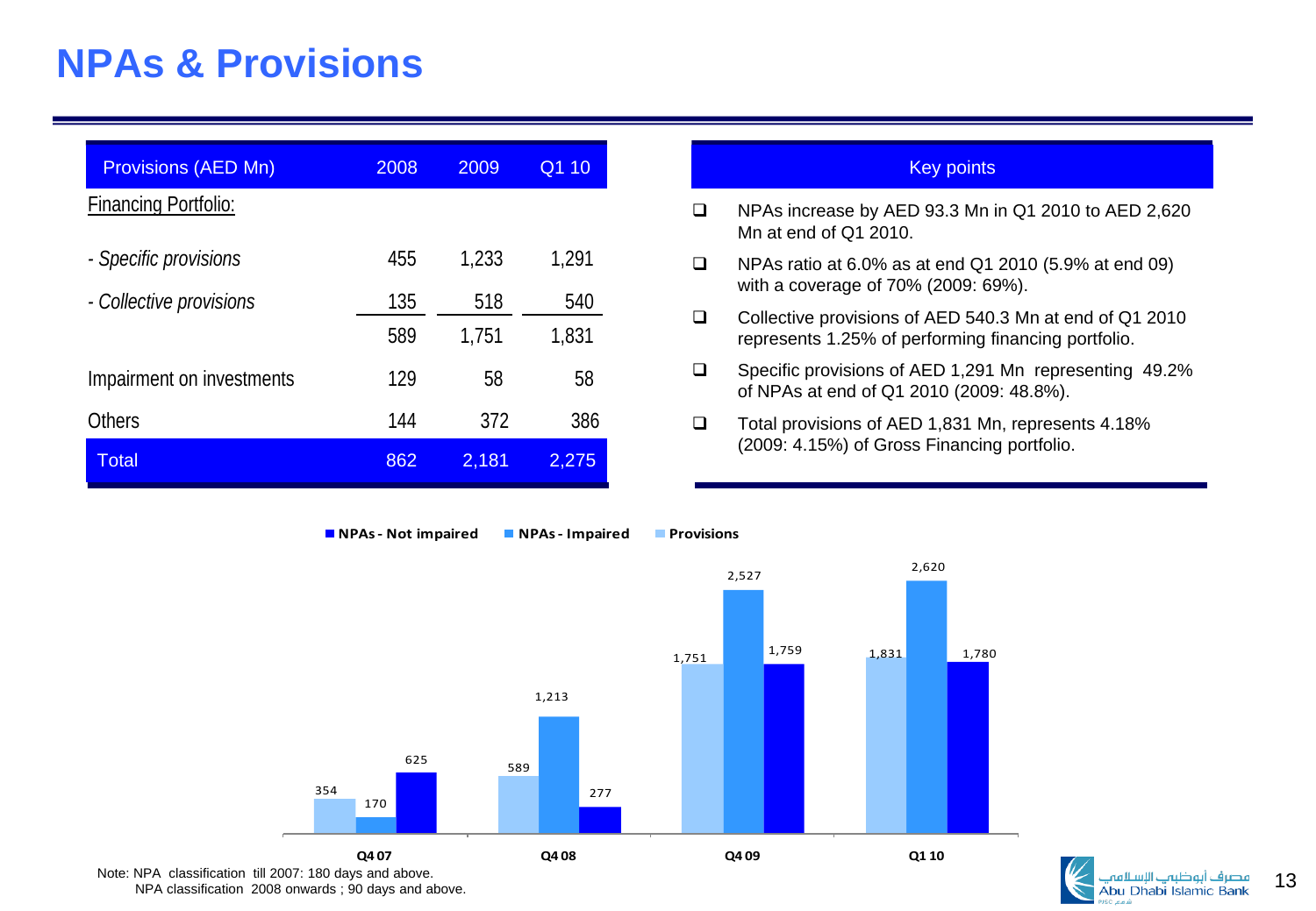# NPAs & Provisions

| Provisions (AED Mn) | 2008 | 2009 | Q1 10 |
|---|---|---|---|
| Financing Portfolio: | | | |
| *- Specific provisions* | 455 | 1,233 | 1,291 |
| *- Collective provisions* | 135 | 518 | 540 |
| | 589 | 1,751 | 1,831 |
| Impairment on investments | 129 | 58 | 58 |
| Others | 144 | 372 | 386 |
| Total | 862 | 2,181 | 2,275 |

## Key points

- NPAs increase by AED 93.3 Mn in Q1 2010 to AED 2,620 Mn at end of Q1 2010.
- NPAs ratio at 6.0% as at end Q1 2010 (5.9% at end 09) with a coverage of 70% (2009: 69%).
- Collective provisions of AED 540.3 Mn at end of Q1 2010 represents 1.25% of performing financing portfolio.
- Specific provisions of AED 1,291 Mn representing 49.2% of NPAs at end of Q1 2010 (2009: 48.8%).
- Total provisions of AED 1,831 Mn, represents 4.18% (2009: 4.15%) of Gross Financing portfolio.

| | Provisions | NPAs - Impaired | NPAs - Not impaired |
|---|---|---|---|
| Q4 07 | 354 | 170 | 625 |
| Q4 08 | 589 | 1,213 | 277 |
| Q4 09 | 1,751 | 2,527 | 1,759 |
| Q1 10 | 1,831 | 2,620 | 1,780 |

Note: NPA classification till 2007: 180 days and above.
NPA classification 2008 onwards ; 90 days and above.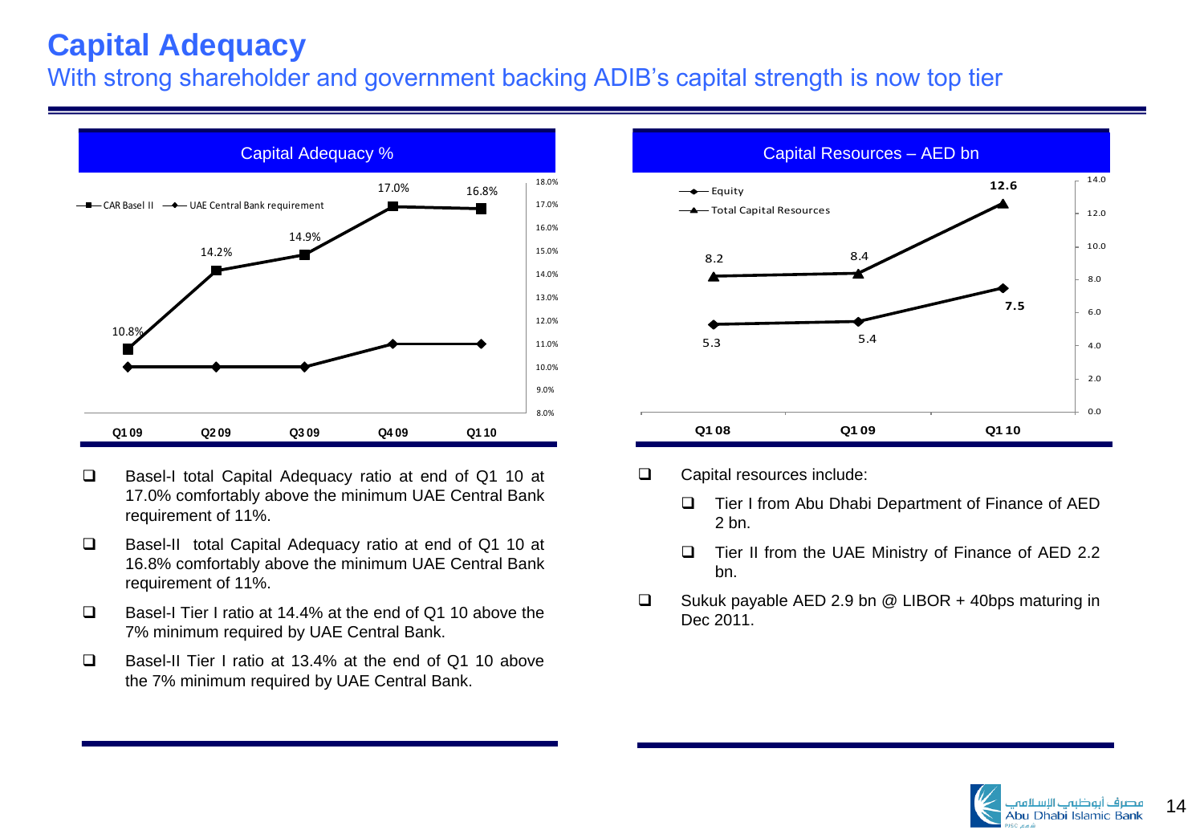# Capital Adequacy

## With strong shareholder and government backing ADIB's capital strength is now top tier

### Capital Adequacy %

| | Q1 09 | Q2 09 | Q3 09 | Q4 09 | Q1 10 |
|---|---|---|---|---|---|
| CAR Basel II | 10.8% | 14.2% | 14.9% | 17.0% | 16.8% |

- Basel-I total Capital Adequacy ratio at end of Q1 10 at 17.0% comfortably above the minimum UAE Central Bank requirement of 11%.
- Basel-II total Capital Adequacy ratio at end of Q1 10 at 16.8% comfortably above the minimum UAE Central Bank requirement of 11%.
- Basel-I Tier I ratio at 14.4% at the end of Q1 10 above the 7% minimum required by UAE Central Bank.
- Basel-II Tier I ratio at 13.4% at the end of Q1 10 above the 7% minimum required by UAE Central Bank.

### Capital Resources – AED bn

| | Q1 08 | Q1 09 | Q1 10 |
|---|---|---|---|
| Equity | 5.3 | 5.4 | 7.5 |
| Total Capital Resources | 8.2 | 8.4 | 12.6 |

- Capital resources include:
  - Tier I from Abu Dhabi Department of Finance of AED 2 bn.
  - Tier II from the UAE Ministry of Finance of AED 2.2 bn.
- Sukuk payable AED 2.9 bn @ LIBOR + 40bps maturing in Dec 2011.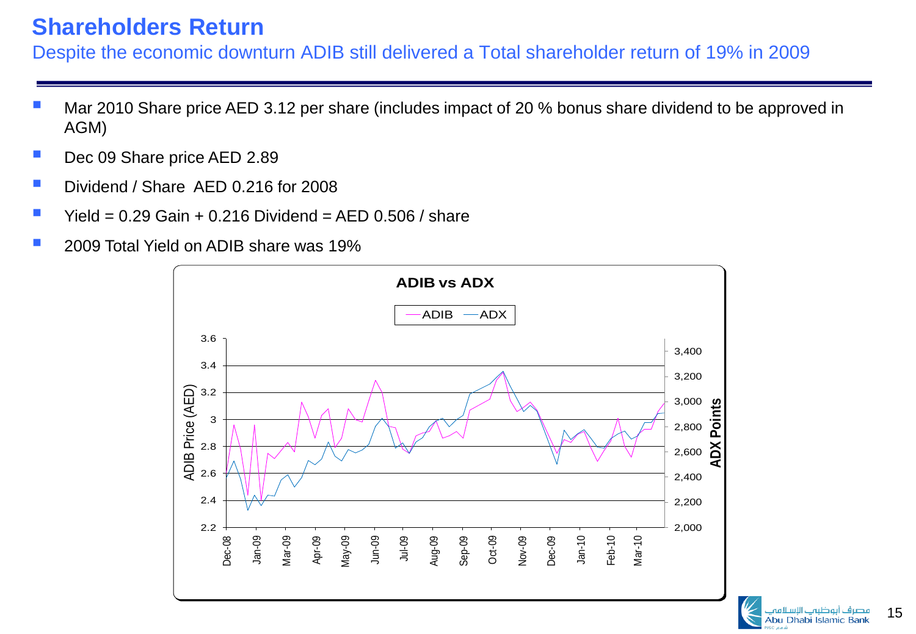# Shareholders Return

## Despite the economic downturn ADIB still delivered a Total shareholder return of 19% in 2009

- Mar 2010 Share price AED 3.12 per share (includes impact of 20 % bonus share dividend to be approved in AGM)
- Dec 09 Share price AED 2.89
- Dividend / Share AED 0.216 for 2008
- Yield = 0.29 Gain + 0.216 Dividend = AED 0.506 / share
- 2009 Total Yield on ADIB share was 19%

**ADIB vs ADX**

ADIB — ADX

ADIB Price (AED): 2.2, 2.4, 2.6, 2.8, 3, 3.2, 3.4, 3.6

ADX Points: 2,000, 2,200, 2,400, 2,600, 2,800, 3,000, 3,200, 3,400

Dec-08, Jan-09, Mar-09, Apr-09, May-09, Jun-09, Jul-09, Aug-09, Sep-09, Oct-09, Nov-09, Dec-09, Jan-10, Feb-10, Mar-10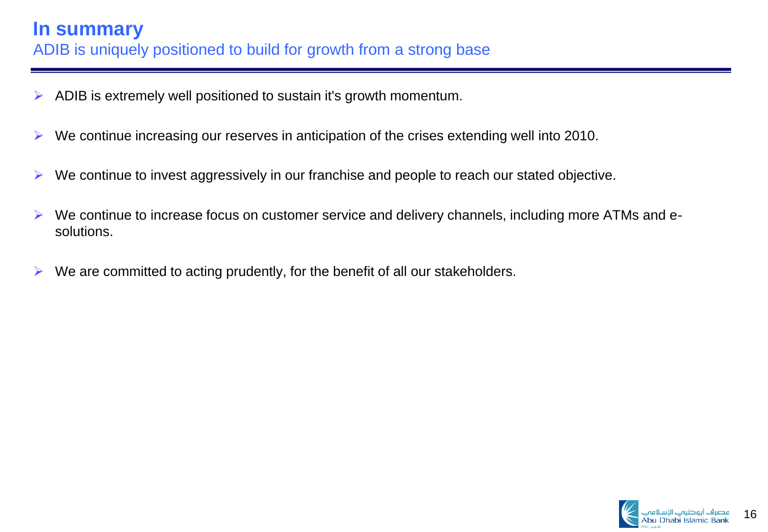# In summary

## ADIB is uniquely positioned to build for growth from a strong base

- ADIB is extremely well positioned to sustain it's growth momentum.
- We continue increasing our reserves in anticipation of the crises extending well into 2010.
- We continue to invest aggressively in our franchise and people to reach our stated objective.
- We continue to increase focus on customer service and delivery channels, including more ATMs and e-solutions.
- We are committed to acting prudently, for the benefit of all our stakeholders.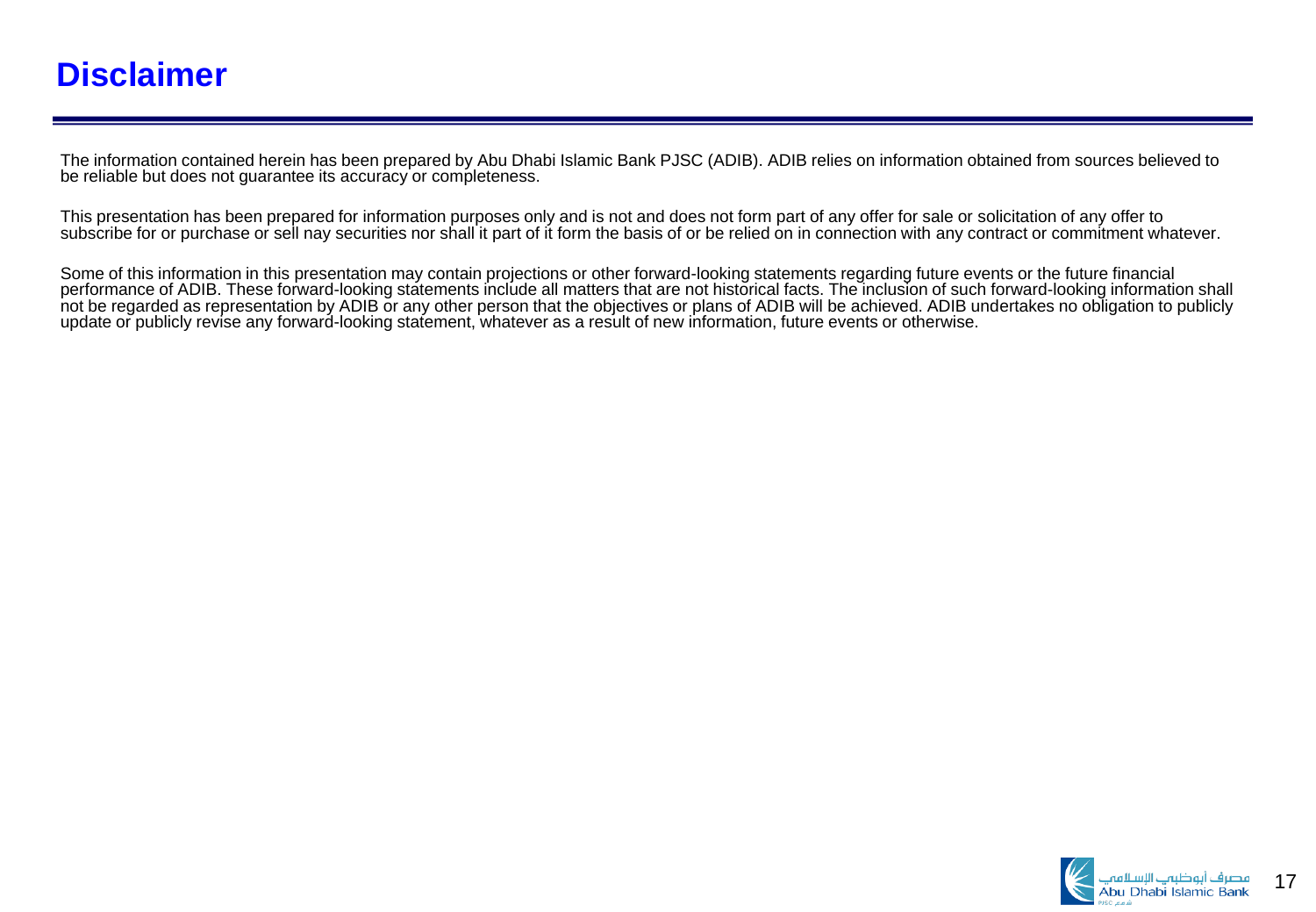# Disclaimer

The information contained herein has been prepared by Abu Dhabi Islamic Bank PJSC (ADIB). ADIB relies on information obtained from sources believed to be reliable but does not guarantee its accuracy or completeness.

This presentation has been prepared for information purposes only and is not and does not form part of any offer for sale or solicitation of any offer to subscribe for or purchase or sell nay securities nor shall it part of it form the basis of or be relied on in connection with any contract or commitment whatever.

Some of this information in this presentation may contain projections or other forward-looking statements regarding future events or the future financial performance of ADIB. These forward-looking statements include all matters that are not historical facts. The inclusion of such forward-looking information shall not be regarded as representation by ADIB or any other person that the objectives or plans of ADIB will be achieved. ADIB undertakes no obligation to publicly update or publicly revise any forward-looking statement, whatever as a result of new information, future events or otherwise.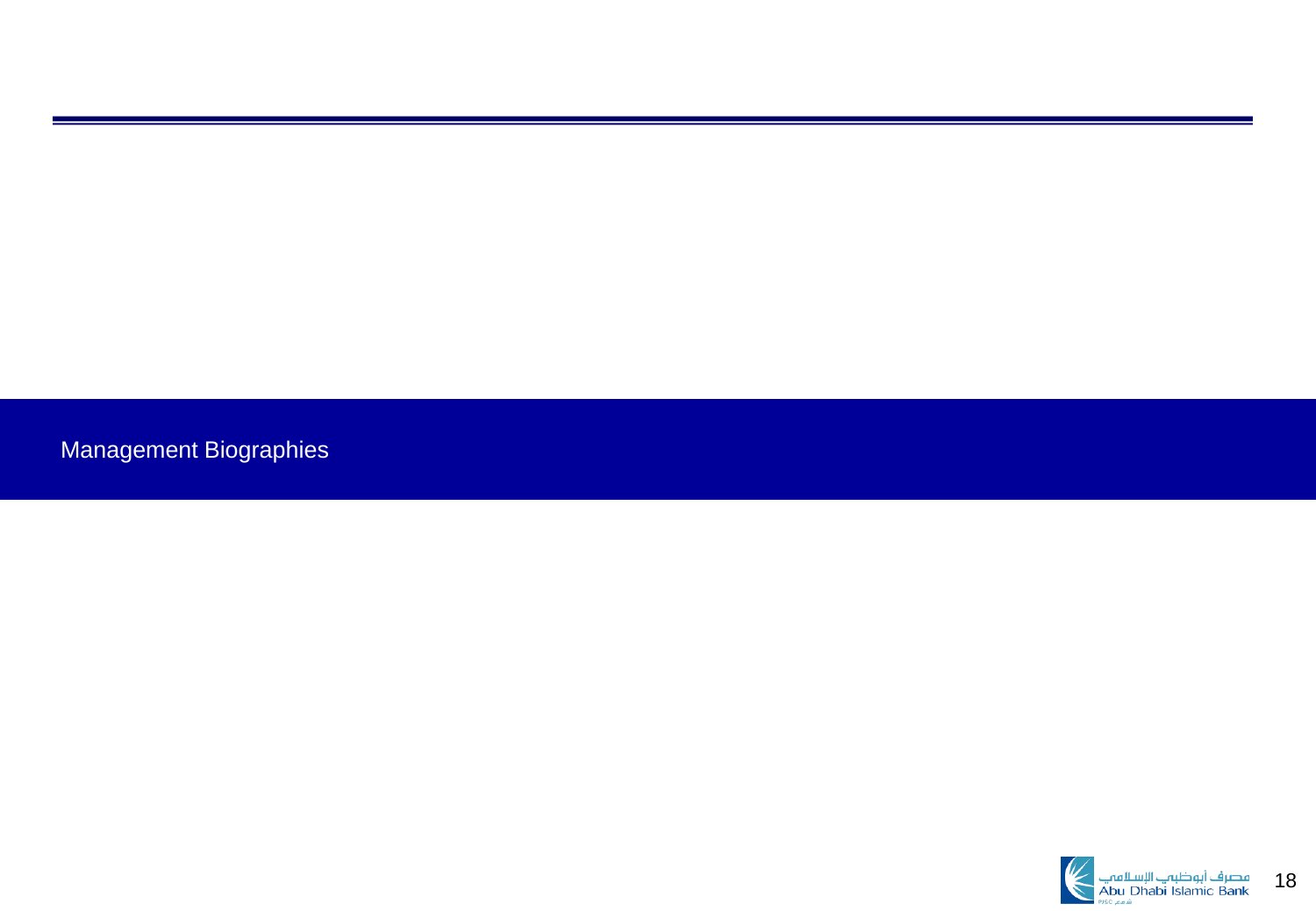# Management Biographies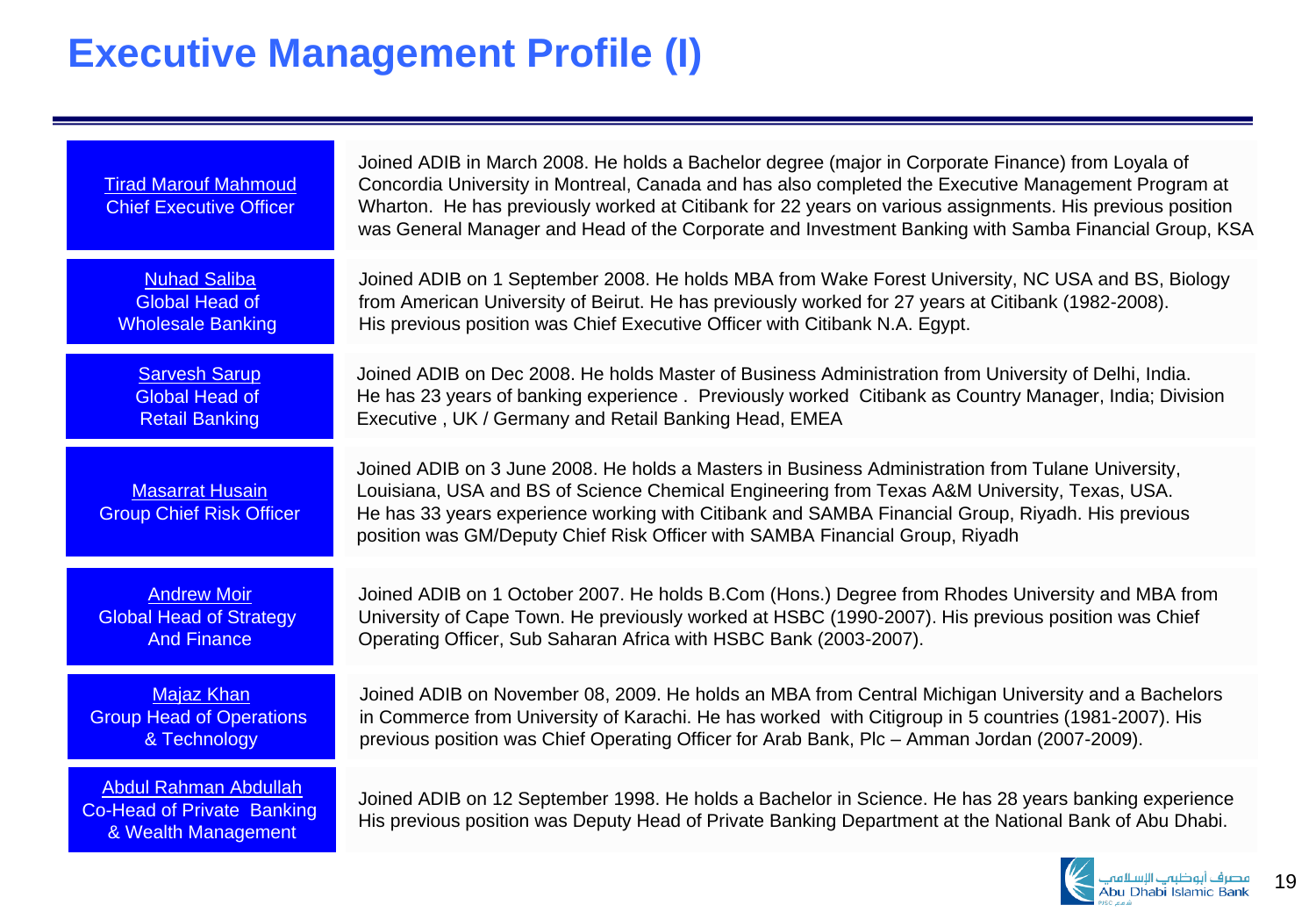# Executive Management Profile (I)

| | |
|---|---|
| Tirad Marouf Mahmoud<br>Chief Executive Officer | Joined ADIB in March 2008. He holds a Bachelor degree (major in Corporate Finance) from Loyala of Concordia University in Montreal, Canada and has also completed the Executive Management Program at Wharton. He has previously worked at Citibank for 22 years on various assignments. His previous position was General Manager and Head of the Corporate and Investment Banking with Samba Financial Group, KSA |
| Nuhad Saliba<br>Global Head of Wholesale Banking | Joined ADIB on 1 September 2008. He holds MBA from Wake Forest University, NC USA and BS, Biology from American University of Beirut. He has previously worked for 27 years at Citibank (1982-2008). His previous position was Chief Executive Officer with Citibank N.A. Egypt. |
| Sarvesh Sarup<br>Global Head of Retail Banking | Joined ADIB on Dec 2008. He holds Master of Business Administration from University of Delhi, India. He has 23 years of banking experience . Previously worked Citibank as Country Manager, India; Division Executive , UK / Germany and Retail Banking Head, EMEA |
| Masarrat Husain<br>Group Chief Risk Officer | Joined ADIB on 3 June 2008. He holds a Masters in Business Administration from Tulane University, Louisiana, USA and BS of Science Chemical Engineering from Texas A&M University, Texas, USA. He has 33 years experience working with Citibank and SAMBA Financial Group, Riyadh. His previous position was GM/Deputy Chief Risk Officer with SAMBA Financial Group, Riyadh |
| Andrew Moir<br>Global Head of Strategy And Finance | Joined ADIB on 1 October 2007. He holds B.Com (Hons.) Degree from Rhodes University and MBA from University of Cape Town. He previously worked at HSBC (1990-2007). His previous position was Chief Operating Officer, Sub Saharan Africa with HSBC Bank (2003-2007). |
| Majaz Khan<br>Group Head of Operations & Technology | Joined ADIB on November 08, 2009. He holds an MBA from Central Michigan University and a Bachelors in Commerce from University of Karachi. He has worked with Citigroup in 5 countries (1981-2007). His previous position was Chief Operating Officer for Arab Bank, Plc – Amman Jordan (2007-2009). |
| Abdul Rahman Abdullah<br>Co-Head of Private Banking & Wealth Management | Joined ADIB on 12 September 1998. He holds a Bachelor in Science. He has 28 years banking experience His previous position was Deputy Head of Private Banking Department at the National Bank of Abu Dhabi. |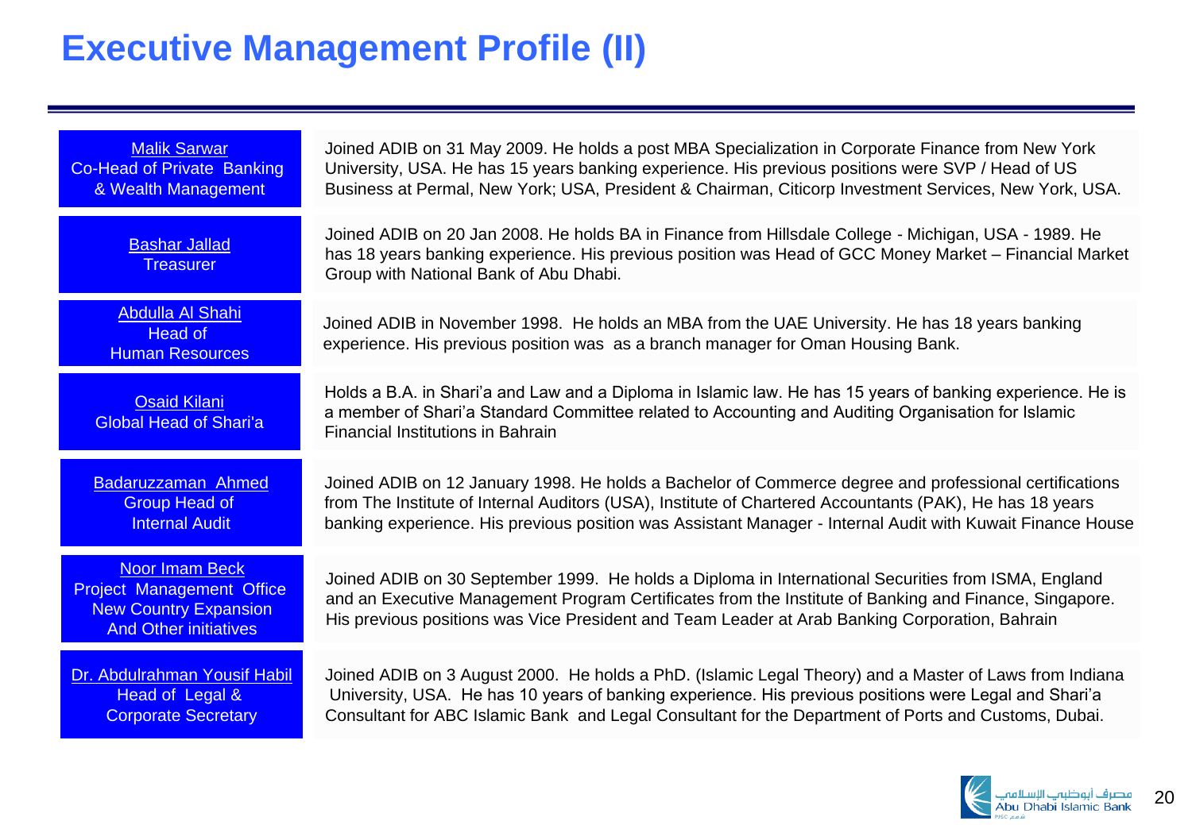# Executive Management Profile (II)

| | |
|---|---|
| Malik Sarwar<br>Co-Head of Private Banking & Wealth Management | Joined ADIB on 31 May 2009. He holds a post MBA Specialization in Corporate Finance from New York University, USA. He has 15 years banking experience. His previous positions were SVP / Head of US Business at Permal, New York; USA, President & Chairman, Citicorp Investment Services, New York, USA. |
| Bashar Jallad<br>Treasurer | Joined ADIB on 20 Jan 2008. He holds BA in Finance from Hillsdale College - Michigan, USA - 1989. He has 18 years banking experience. His previous position was Head of GCC Money Market – Financial Market Group with National Bank of Abu Dhabi. |
| Abdulla Al Shahi<br>Head of Human Resources | Joined ADIB in November 1998. He holds an MBA from the UAE University. He has 18 years banking experience. His previous position was as a branch manager for Oman Housing Bank. |
| Osaid Kilani<br>Global Head of Shari'a | Holds a B.A. in Shari'a and Law and a Diploma in Islamic law. He has 15 years of banking experience. He is a member of Shari'a Standard Committee related to Accounting and Auditing Organisation for Islamic Financial Institutions in Bahrain |
| Badaruzzaman Ahmed<br>Group Head of Internal Audit | Joined ADIB on 12 January 1998. He holds a Bachelor of Commerce degree and professional certifications from The Institute of Internal Auditors (USA), Institute of Chartered Accountants (PAK), He has 18 years banking experience. His previous position was Assistant Manager - Internal Audit with Kuwait Finance House |
| Noor Imam Beck<br>Project Management Office New Country Expansion And Other initiatives | Joined ADIB on 30 September 1999. He holds a Diploma in International Securities from ISMA, England and an Executive Management Program Certificates from the Institute of Banking and Finance, Singapore. His previous positions was Vice President and Team Leader at Arab Banking Corporation, Bahrain |
| Dr. Abdulrahman Yousif Habil<br>Head of Legal & Corporate Secretary | Joined ADIB on 3 August 2000. He holds a PhD. (Islamic Legal Theory) and a Master of Laws from Indiana University, USA. He has 10 years of banking experience. His previous positions were Legal and Shari'a Consultant for ABC Islamic Bank and Legal Consultant for the Department of Ports and Customs, Dubai. |